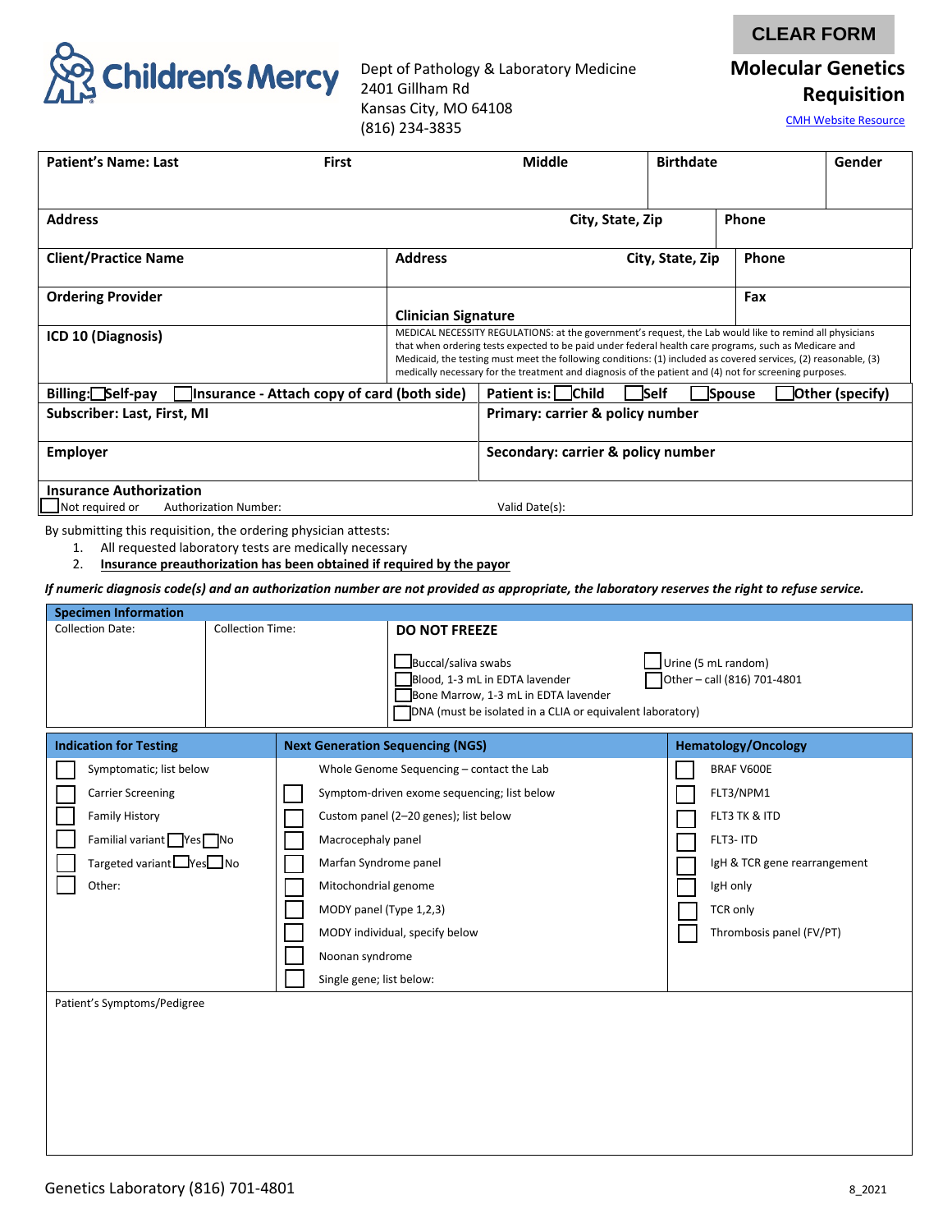CLEAR FORM

Children's Mercy

Dept of Pathology & Laboratory Medicine
2401 Gillham Rd
Kansas City, MO 64108
(816) 234-3835

# Molecular Genetics Requisition

CMH Website Resource

| | | | | |
|---|---|---|---|---|
| **Patient's Name: Last** | **First** | **Middle** | **Birthdate** | **Gender** |
| **Address** | | **City, State, Zip** | **Phone** | |
| **Client/Practice Name** | **Address** | **City, State, Zip** | **Phone** | |
| **Ordering Provider** | **Clinician Signature** | | **Fax** | |
| **ICD 10 (Diagnosis)** | MEDICAL NECESSITY REGULATIONS: at the government's request, the Lab would like to remind all physicians that when ordering tests expected to be paid under federal health care programs, such as Medicare and Medicaid, the testing must meet the following conditions: (1) included as covered services, (2) reasonable, (3) medically necessary for the treatment and diagnosis of the patient and (4) not for screening purposes. | | | |
| **Billing:** ☐ **Self-pay** ☐ **Insurance - Attach copy of card (both side)** | **Patient is:** ☐ **Child** ☐ **Self** ☐ **Spouse** ☐ **Other (specify)** | | | |
| **Subscriber: Last, First, MI** | **Primary: carrier & policy number** | | | |
| **Employer** | **Secondary: carrier & policy number** | | | |
| **Insurance Authorization** ☐ Not required or Authorization Number: | Valid Date(s): | | | |

By submitting this requisition, the ordering physician attests:

1. All requested laboratory tests are medically necessary
2. **Insurance preauthorization has been obtained if required by the payor**

***If numeric diagnosis code(s) and an authorization number are not provided as appropriate, the laboratory reserves the right to refuse service.***

## Specimen Information

| Collection Date: | Collection Time: | **DO NOT FREEZE** |
|---|---|---|
| | | ☐ Buccal/saliva swabs<br>☐ Blood, 1-3 mL in EDTA lavender<br>☐ Bone Marrow, 1-3 mL in EDTA lavender<br>☐ DNA (must be isolated in a CLIA or equivalent laboratory)<br>☐ Urine (5 mL random)<br>☐ Other – call (816) 701-4801 |

| Indication for Testing | Next Generation Sequencing (NGS) | Hematology/Oncology |
|---|---|---|
| ☐ Symptomatic; list below | Whole Genome Sequencing – contact the Lab | ☐ BRAF V600E |
| ☐ Carrier Screening | ☐ Symptom-driven exome sequencing; list below | ☐ FLT3/NPM1 |
| ☐ Family History | ☐ Custom panel (2–20 genes); list below | ☐ FLT3 TK & ITD |
| ☐ Familial variant ☐ Yes ☐ No | ☐ Macrocephaly panel | ☐ FLT3- ITD |
| ☐ Targeted variant ☐ Yes ☐ No | ☐ Marfan Syndrome panel | ☐ IgH & TCR gene rearrangement |
| ☐ Other: | ☐ Mitochondrial genome | ☐ IgH only |
| | ☐ MODY panel (Type 1,2,3) | ☐ TCR only |
| | ☐ MODY individual, specify below | ☐ Thrombosis panel (FV/PT) |
| | ☐ Noonan syndrome | |
| | ☐ Single gene; list below: | |

Patient's Symptoms/Pedigree

Genetics Laboratory (816) 701-4801

8_2021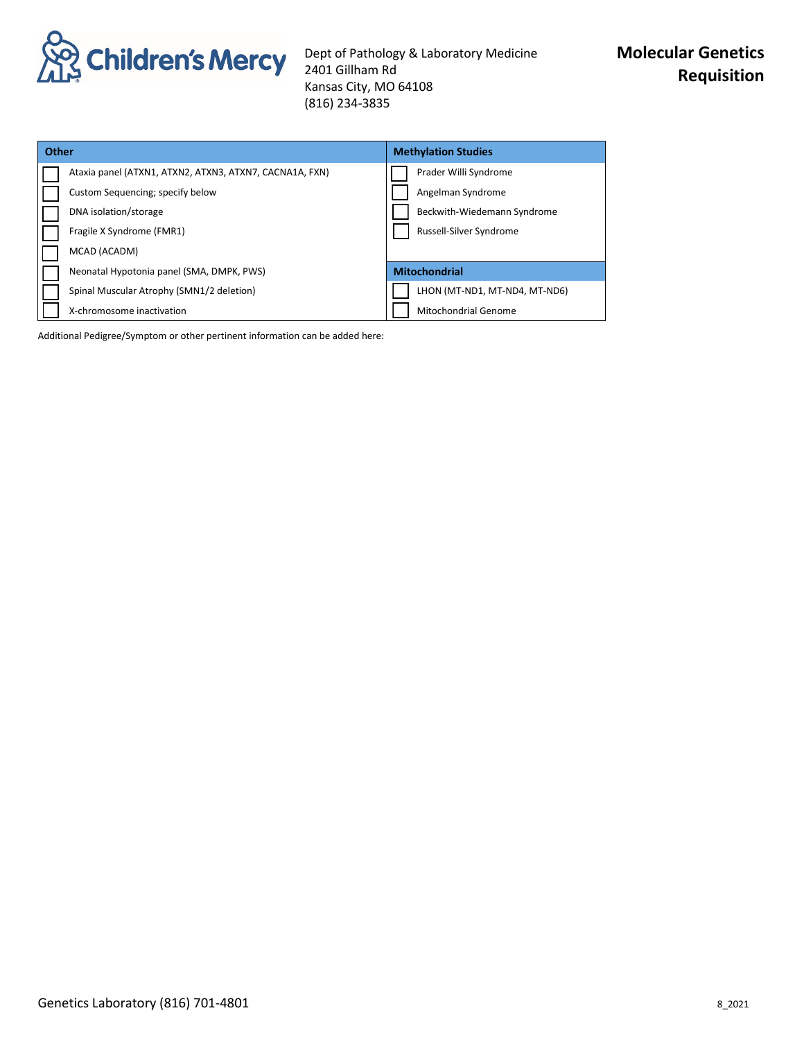Children's Mercy

Dept of Pathology & Laboratory Medicine
2401 Gillham Rd
Kansas City, MO 64108
(816) 234-3835

# Molecular Genetics Requisition

| Other | Methylation Studies |
|---|---|
| ☐ Ataxia panel (ATXN1, ATXN2, ATXN3, ATXN7, CACNA1A, FXN) | ☐ Prader Willi Syndrome |
| ☐ Custom Sequencing; specify below | ☐ Angelman Syndrome |
| ☐ DNA isolation/storage | ☐ Beckwith-Wiedemann Syndrome |
| ☐ Fragile X Syndrome (FMR1) | ☐ Russell-Silver Syndrome |
| ☐ MCAD (ACADM) | |
| ☐ Neonatal Hypotonia panel (SMA, DMPK, PWS) | **Mitochondrial** |
| ☐ Spinal Muscular Atrophy (SMN1/2 deletion) | ☐ LHON (MT-ND1, MT-ND4, MT-ND6) |
| ☐ X-chromosome inactivation | ☐ Mitochondrial Genome |

Additional Pedigree/Symptom or other pertinent information can be added here:

Genetics Laboratory (816) 701-4801

8_2021